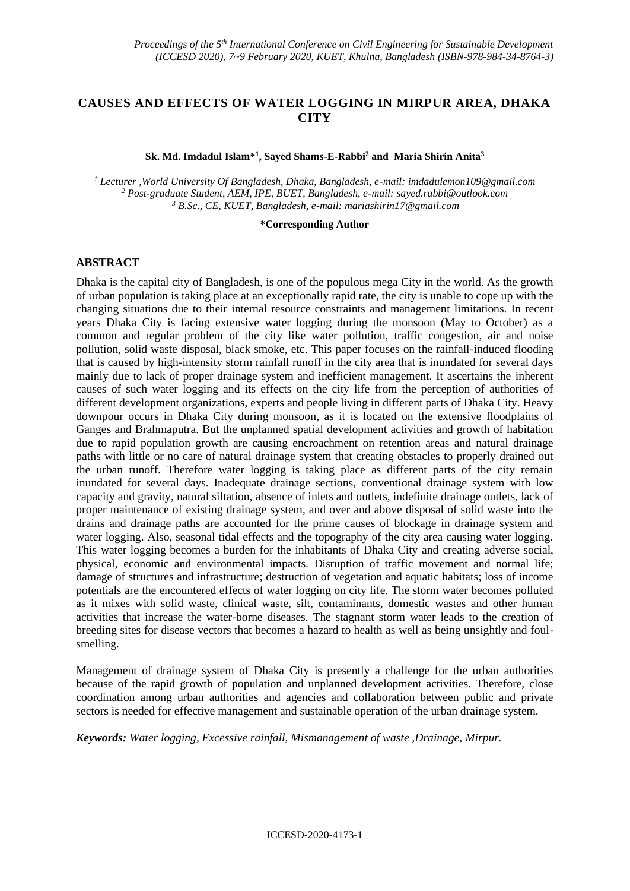# CAUSES AND EFFECTS OF WATER LOGGING IN MIRPUR AREA, DHAKA CITY

**Sk. Md. Imdadul Islam*[1], Sayed Shams-E-Rabbi[2] and Maria Shirin Anita[3]**

*[1] Lecturer ,World University Of Bangladesh, Dhaka, Bangladesh, e-mail: imdadulemon109@gmail.com*
*[2] Post-graduate Student, AEM, IPE, BUET, Bangladesh, e-mail: sayed.rabbi@outlook.com*
*[3] B.Sc., CE, KUET, Bangladesh, e-mail: mariashirin17@gmail.com*

**\*Corresponding Author**

## ABSTRACT

Dhaka is the capital city of Bangladesh, is one of the populous mega City in the world. As the growth of urban population is taking place at an exceptionally rapid rate, the city is unable to cope up with the changing situations due to their internal resource constraints and management limitations. In recent years Dhaka City is facing extensive water logging during the monsoon (May to October) as a common and regular problem of the city like water pollution, traffic congestion, air and noise pollution, solid waste disposal, black smoke, etc. This paper focuses on the rainfall-induced flooding that is caused by high-intensity storm rainfall runoff in the city area that is inundated for several days mainly due to lack of proper drainage system and inefficient management. It ascertains the inherent causes of such water logging and its effects on the city life from the perception of authorities of different development organizations, experts and people living in different parts of Dhaka City. Heavy downpour occurs in Dhaka City during monsoon, as it is located on the extensive floodplains of Ganges and Brahmaputra. But the unplanned spatial development activities and growth of habitation due to rapid population growth are causing encroachment on retention areas and natural drainage paths with little or no care of natural drainage system that creating obstacles to properly drained out the urban runoff. Therefore water logging is taking place as different parts of the city remain inundated for several days. Inadequate drainage sections, conventional drainage system with low capacity and gravity, natural siltation, absence of inlets and outlets, indefinite drainage outlets, lack of proper maintenance of existing drainage system, and over and above disposal of solid waste into the drains and drainage paths are accounted for the prime causes of blockage in drainage system and water logging. Also, seasonal tidal effects and the topography of the city area causing water logging. This water logging becomes a burden for the inhabitants of Dhaka City and creating adverse social, physical, economic and environmental impacts. Disruption of traffic movement and normal life; damage of structures and infrastructure; destruction of vegetation and aquatic habitats; loss of income potentials are the encountered effects of water logging on city life. The storm water becomes polluted as it mixes with solid waste, clinical waste, silt, contaminants, domestic wastes and other human activities that increase the water-borne diseases. The stagnant storm water leads to the creation of breeding sites for disease vectors that becomes a hazard to health as well as being unsightly and foul-smelling.

Management of drainage system of Dhaka City is presently a challenge for the urban authorities because of the rapid growth of population and unplanned development activities. Therefore, close coordination among urban authorities and agencies and collaboration between public and private sectors is needed for effective management and sustainable operation of the urban drainage system.

***Keywords:*** *Water logging, Excessive rainfall, Mismanagement of waste ,Drainage, Mirpur.*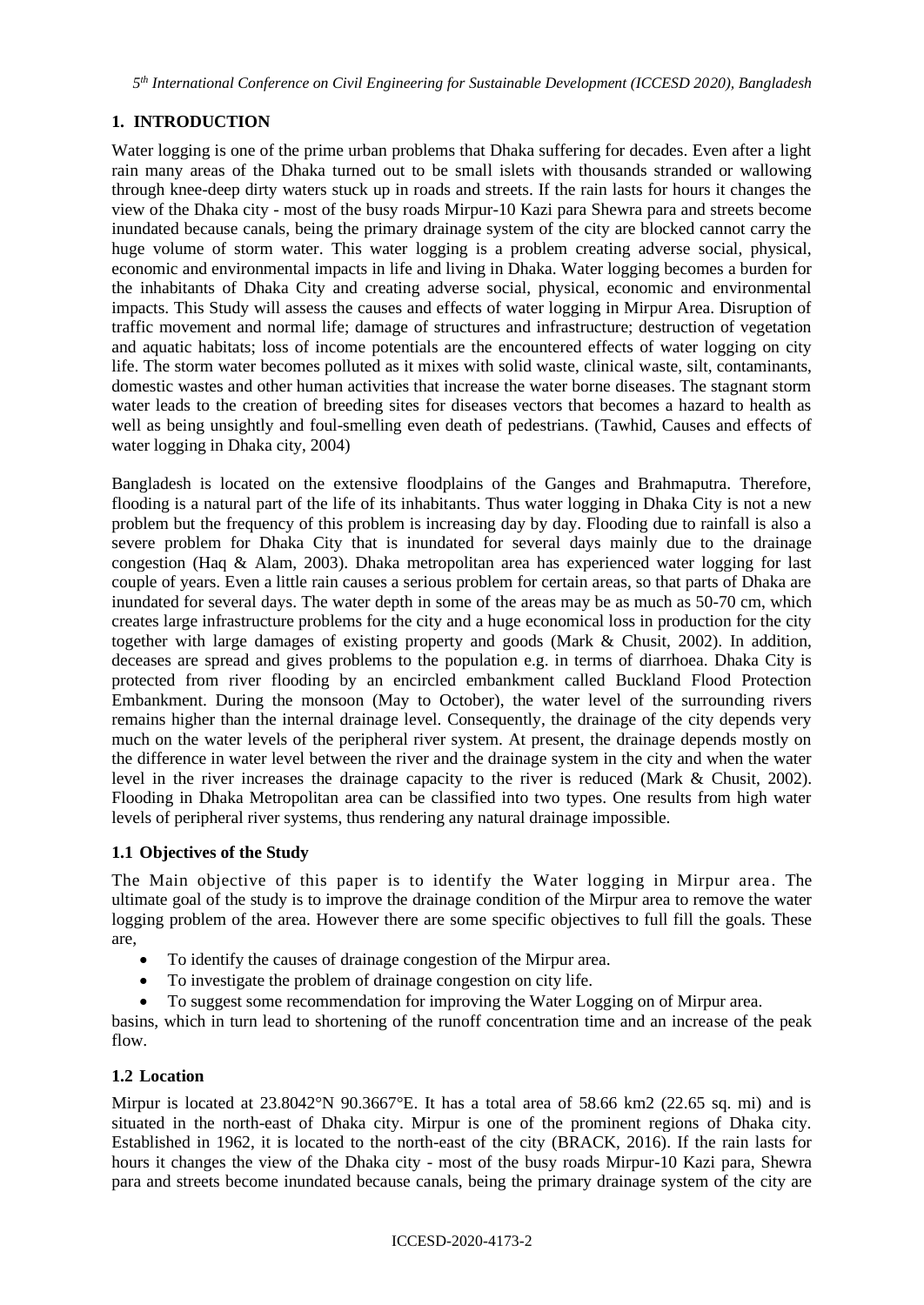## 1. INTRODUCTION

Water logging is one of the prime urban problems that Dhaka suffering for decades. Even after a light rain many areas of the Dhaka turned out to be small islets with thousands stranded or wallowing through knee-deep dirty waters stuck up in roads and streets. If the rain lasts for hours it changes the view of the Dhaka city - most of the busy roads Mirpur-10 Kazi para Shewra para and streets become inundated because canals, being the primary drainage system of the city are blocked cannot carry the huge volume of storm water. This water logging is a problem creating adverse social, physical, economic and environmental impacts in life and living in Dhaka. Water logging becomes a burden for the inhabitants of Dhaka City and creating adverse social, physical, economic and environmental impacts. This Study will assess the causes and effects of water logging in Mirpur Area. Disruption of traffic movement and normal life; damage of structures and infrastructure; destruction of vegetation and aquatic habitats; loss of income potentials are the encountered effects of water logging on city life. The storm water becomes polluted as it mixes with solid waste, clinical waste, silt, contaminants, domestic wastes and other human activities that increase the water borne diseases. The stagnant storm water leads to the creation of breeding sites for diseases vectors that becomes a hazard to health as well as being unsightly and foul-smelling even death of pedestrians. (Tawhid, Causes and effects of water logging in Dhaka city, 2004)

Bangladesh is located on the extensive floodplains of the Ganges and Brahmaputra. Therefore, flooding is a natural part of the life of its inhabitants. Thus water logging in Dhaka City is not a new problem but the frequency of this problem is increasing day by day. Flooding due to rainfall is also a severe problem for Dhaka City that is inundated for several days mainly due to the drainage congestion (Haq & Alam, 2003). Dhaka metropolitan area has experienced water logging for last couple of years. Even a little rain causes a serious problem for certain areas, so that parts of Dhaka are inundated for several days. The water depth in some of the areas may be as much as 50-70 cm, which creates large infrastructure problems for the city and a huge economical loss in production for the city together with large damages of existing property and goods (Mark & Chusit, 2002). In addition, deceases are spread and gives problems to the population e.g. in terms of diarrhoea. Dhaka City is protected from river flooding by an encircled embankment called Buckland Flood Protection Embankment. During the monsoon (May to October), the water level of the surrounding rivers remains higher than the internal drainage level. Consequently, the drainage of the city depends very much on the water levels of the peripheral river system. At present, the drainage depends mostly on the difference in water level between the river and the drainage system in the city and when the water level in the river increases the drainage capacity to the river is reduced (Mark & Chusit, 2002). Flooding in Dhaka Metropolitan area can be classified into two types. One results from high water levels of peripheral river systems, thus rendering any natural drainage impossible.

### 1.1 Objectives of the Study

The Main objective of this paper is to identify the Water logging in Mirpur area. The ultimate goal of the study is to improve the drainage condition of the Mirpur area to remove the water logging problem of the area. However there are some specific objectives to full fill the goals. These are,

- To identify the causes of drainage congestion of the Mirpur area.
- To investigate the problem of drainage congestion on city life.
- To suggest some recommendation for improving the Water Logging on of Mirpur area.

basins, which in turn lead to shortening of the runoff concentration time and an increase of the peak flow.

### 1.2 Location

Mirpur is located at 23.8042°N 90.3667°E. It has a total area of 58.66 km2 (22.65 sq. mi) and is situated in the north-east of Dhaka city. Mirpur is one of the prominent regions of Dhaka city. Established in 1962, it is located to the north-east of the city (BRACK, 2016). If the rain lasts for hours it changes the view of the Dhaka city - most of the busy roads Mirpur-10 Kazi para, Shewra para and streets become inundated because canals, being the primary drainage system of the city are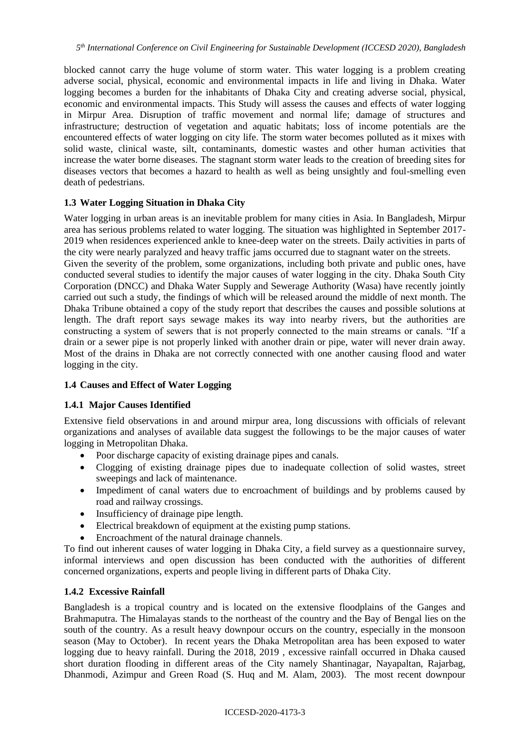blocked cannot carry the huge volume of storm water. This water logging is a problem creating adverse social, physical, economic and environmental impacts in life and living in Dhaka. Water logging becomes a burden for the inhabitants of Dhaka City and creating adverse social, physical, economic and environmental impacts. This Study will assess the causes and effects of water logging in Mirpur Area. Disruption of traffic movement and normal life; damage of structures and infrastructure; destruction of vegetation and aquatic habitats; loss of income potentials are the encountered effects of water logging on city life. The storm water becomes polluted as it mixes with solid waste, clinical waste, silt, contaminants, domestic wastes and other human activities that increase the water borne diseases. The stagnant storm water leads to the creation of breeding sites for diseases vectors that becomes a hazard to health as well as being unsightly and foul-smelling even death of pedestrians.

### 1.3 Water Logging Situation in Dhaka City

Water logging in urban areas is an inevitable problem for many cities in Asia. In Bangladesh, Mirpur area has serious problems related to water logging. The situation was highlighted in September 2017-2019 when residences experienced ankle to knee-deep water on the streets. Daily activities in parts of the city were nearly paralyzed and heavy traffic jams occurred due to stagnant water on the streets.

Given the severity of the problem, some organizations, including both private and public ones, have conducted several studies to identify the major causes of water logging in the city. Dhaka South City Corporation (DNCC) and Dhaka Water Supply and Sewerage Authority (Wasa) have recently jointly carried out such a study, the findings of which will be released around the middle of next month. The Dhaka Tribune obtained a copy of the study report that describes the causes and possible solutions at length. The draft report says sewage makes its way into nearby rivers, but the authorities are constructing a system of sewers that is not properly connected to the main streams or canals. "If a drain or a sewer pipe is not properly linked with another drain or pipe, water will never drain away. Most of the drains in Dhaka are not correctly connected with one another causing flood and water logging in the city.

### 1.4 Causes and Effect of Water Logging

#### 1.4.1 Major Causes Identified

Extensive field observations in and around mirpur area, long discussions with officials of relevant organizations and analyses of available data suggest the followings to be the major causes of water logging in Metropolitan Dhaka.

- Poor discharge capacity of existing drainage pipes and canals.
- Clogging of existing drainage pipes due to inadequate collection of solid wastes, street sweepings and lack of maintenance.
- Impediment of canal waters due to encroachment of buildings and by problems caused by road and railway crossings.
- Insufficiency of drainage pipe length.
- Electrical breakdown of equipment at the existing pump stations.
- Encroachment of the natural drainage channels.

To find out inherent causes of water logging in Dhaka City, a field survey as a questionnaire survey, informal interviews and open discussion has been conducted with the authorities of different concerned organizations, experts and people living in different parts of Dhaka City.

#### 1.4.2 Excessive Rainfall

Bangladesh is a tropical country and is located on the extensive floodplains of the Ganges and Brahmaputra. The Himalayas stands to the northeast of the country and the Bay of Bengal lies on the south of the country. As a result heavy downpour occurs on the country, especially in the monsoon season (May to October). In recent years the Dhaka Metropolitan area has been exposed to water logging due to heavy rainfall. During the 2018, 2019 , excessive rainfall occurred in Dhaka caused short duration flooding in different areas of the City namely Shantinagar, Nayapaltan, Rajarbag, Dhanmodi, Azimpur and Green Road (S. Huq and M. Alam, 2003). The most recent downpour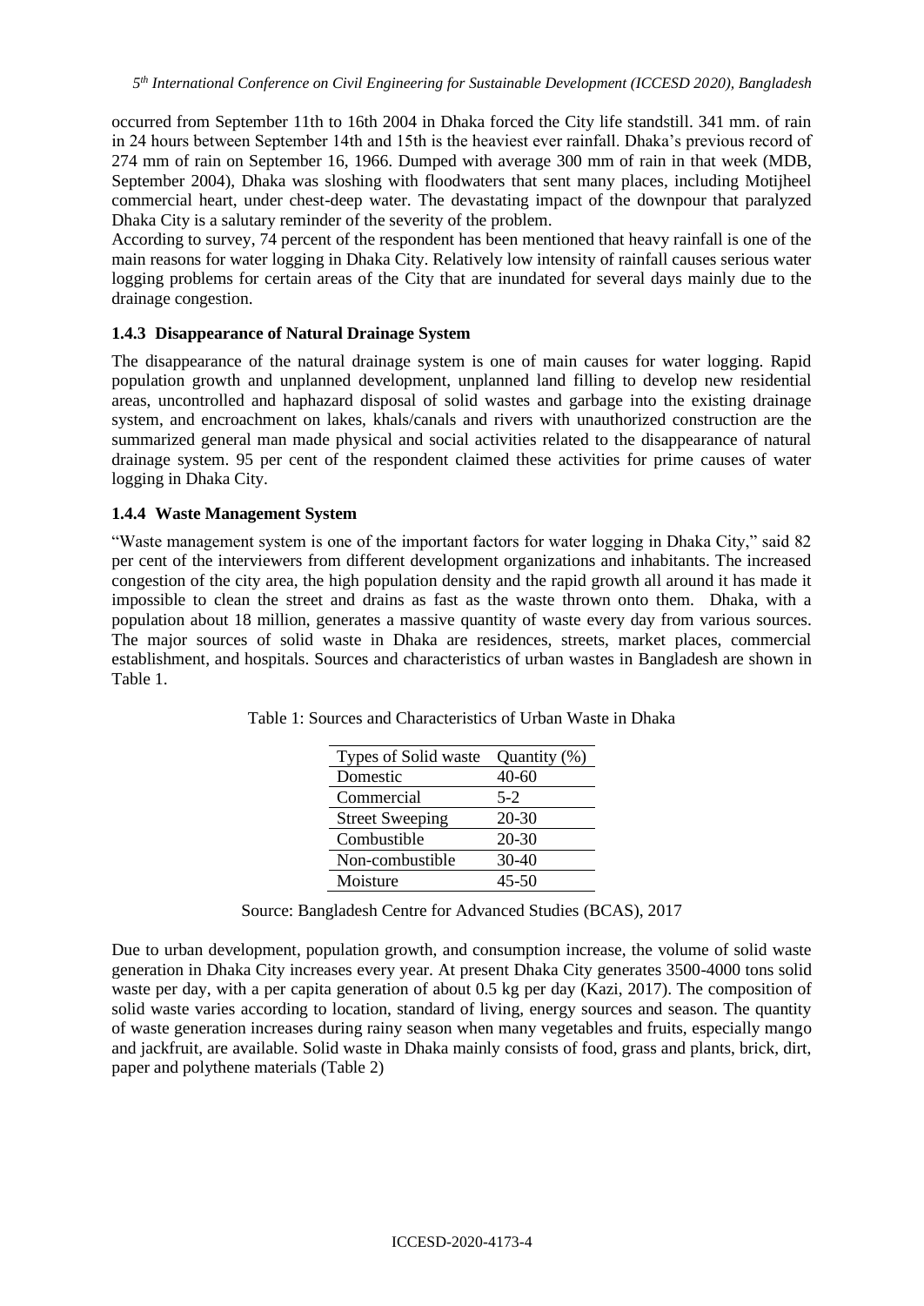occurred from September 11th to 16th 2004 in Dhaka forced the City life standstill. 341 mm. of rain in 24 hours between September 14th and 15th is the heaviest ever rainfall. Dhaka's previous record of 274 mm of rain on September 16, 1966. Dumped with average 300 mm of rain in that week (MDB, September 2004), Dhaka was sloshing with floodwaters that sent many places, including Motijheel commercial heart, under chest-deep water. The devastating impact of the downpour that paralyzed Dhaka City is a salutary reminder of the severity of the problem.

According to survey, 74 percent of the respondent has been mentioned that heavy rainfall is one of the main reasons for water logging in Dhaka City. Relatively low intensity of rainfall causes serious water logging problems for certain areas of the City that are inundated for several days mainly due to the drainage congestion.

### 1.4.3 Disappearance of Natural Drainage System

The disappearance of the natural drainage system is one of main causes for water logging. Rapid population growth and unplanned development, unplanned land filling to develop new residential areas, uncontrolled and haphazard disposal of solid wastes and garbage into the existing drainage system, and encroachment on lakes, khals/canals and rivers with unauthorized construction are the summarized general man made physical and social activities related to the disappearance of natural drainage system. 95 per cent of the respondent claimed these activities for prime causes of water logging in Dhaka City.

### 1.4.4 Waste Management System

"Waste management system is one of the important factors for water logging in Dhaka City," said 82 per cent of the interviewers from different development organizations and inhabitants. The increased congestion of the city area, the high population density and the rapid growth all around it has made it impossible to clean the street and drains as fast as the waste thrown onto them. Dhaka, with a population about 18 million, generates a massive quantity of waste every day from various sources. The major sources of solid waste in Dhaka are residences, streets, market places, commercial establishment, and hospitals. Sources and characteristics of urban wastes in Bangladesh are shown in Table 1.

Table 1: Sources and Characteristics of Urban Waste in Dhaka

| Types of Solid waste | Quantity (%) |
|---|---|
| Domestic | 40-60 |
| Commercial | 5-2 |
| Street Sweeping | 20-30 |
| Combustible | 20-30 |
| Non-combustible | 30-40 |
| Moisture | 45-50 |

Source: Bangladesh Centre for Advanced Studies (BCAS), 2017

Due to urban development, population growth, and consumption increase, the volume of solid waste generation in Dhaka City increases every year. At present Dhaka City generates 3500-4000 tons solid waste per day, with a per capita generation of about 0.5 kg per day (Kazi, 2017). The composition of solid waste varies according to location, standard of living, energy sources and season. The quantity of waste generation increases during rainy season when many vegetables and fruits, especially mango and jackfruit, are available. Solid waste in Dhaka mainly consists of food, grass and plants, brick, dirt, paper and polythene materials (Table 2)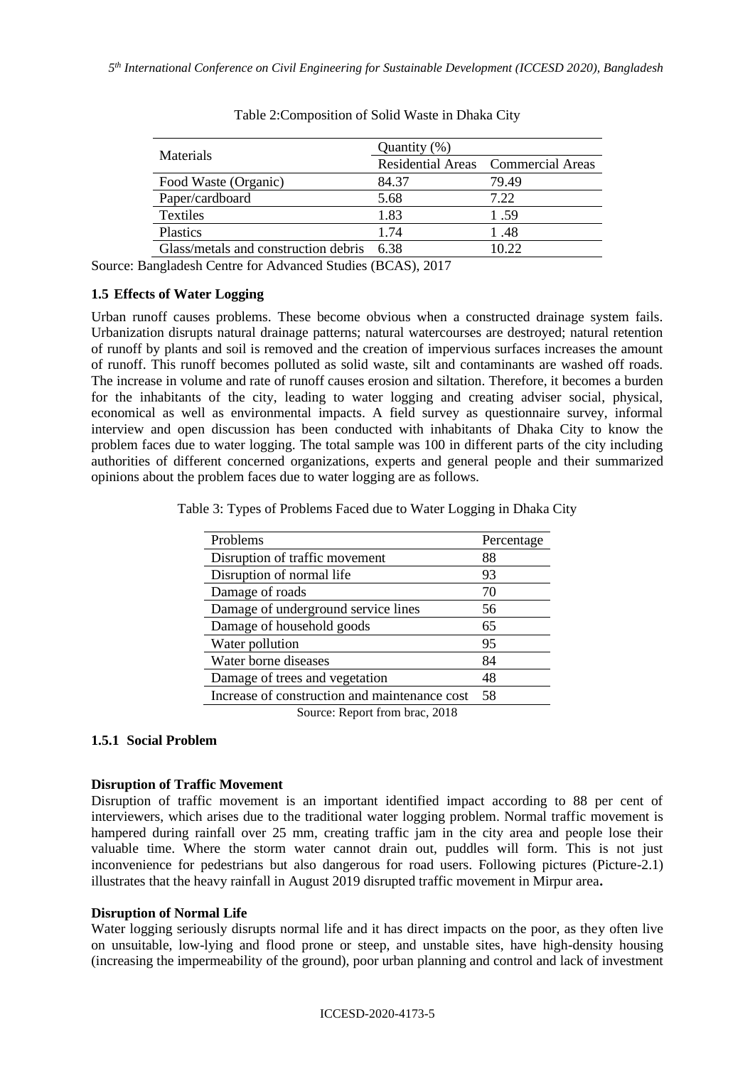Table 2:Composition of Solid Waste in Dhaka City

| Materials | Quantity (%) | |
|---|---|---|
| | Residential Areas | Commercial Areas |
| Food Waste (Organic) | 84.37 | 79.49 |
| Paper/cardboard | 5.68 | 7.22 |
| Textiles | 1.83 | 1 .59 |
| Plastics | 1.74 | 1 .48 |
| Glass/metals and construction debris | 6.38 | 10.22 |

Source: Bangladesh Centre for Advanced Studies (BCAS), 2017

### 1.5 Effects of Water Logging

Urban runoff causes problems. These become obvious when a constructed drainage system fails. Urbanization disrupts natural drainage patterns; natural watercourses are destroyed; natural retention of runoff by plants and soil is removed and the creation of impervious surfaces increases the amount of runoff. This runoff becomes polluted as solid waste, silt and contaminants are washed off roads. The increase in volume and rate of runoff causes erosion and siltation. Therefore, it becomes a burden for the inhabitants of the city, leading to water logging and creating adviser social, physical, economical as well as environmental impacts. A field survey as questionnaire survey, informal interview and open discussion has been conducted with inhabitants of Dhaka City to know the problem faces due to water logging. The total sample was 100 in different parts of the city including authorities of different concerned organizations, experts and general people and their summarized opinions about the problem faces due to water logging are as follows.

Table 3: Types of Problems Faced due to Water Logging in Dhaka City

| Problems | Percentage |
|---|---|
| Disruption of traffic movement | 88 |
| Disruption of normal life | 93 |
| Damage of roads | 70 |
| Damage of underground service lines | 56 |
| Damage of household goods | 65 |
| Water pollution | 95 |
| Water borne diseases | 84 |
| Damage of trees and vegetation | 48 |
| Increase of construction and maintenance cost | 58 |

Source: Report from brac, 2018

#### 1.5.1 Social Problem

**Disruption of Traffic Movement**

Disruption of traffic movement is an important identified impact according to 88 per cent of interviewers, which arises due to the traditional water logging problem. Normal traffic movement is hampered during rainfall over 25 mm, creating traffic jam in the city area and people lose their valuable time. Where the storm water cannot drain out, puddles will form. This is not just inconvenience for pedestrians but also dangerous for road users. Following pictures (Picture-2.1) illustrates that the heavy rainfall in August 2019 disrupted traffic movement in Mirpur area**.**

**Disruption of Normal Life**

Water logging seriously disrupts normal life and it has direct impacts on the poor, as they often live on unsuitable, low-lying and flood prone or steep, and unstable sites, have high-density housing (increasing the impermeability of the ground), poor urban planning and control and lack of investment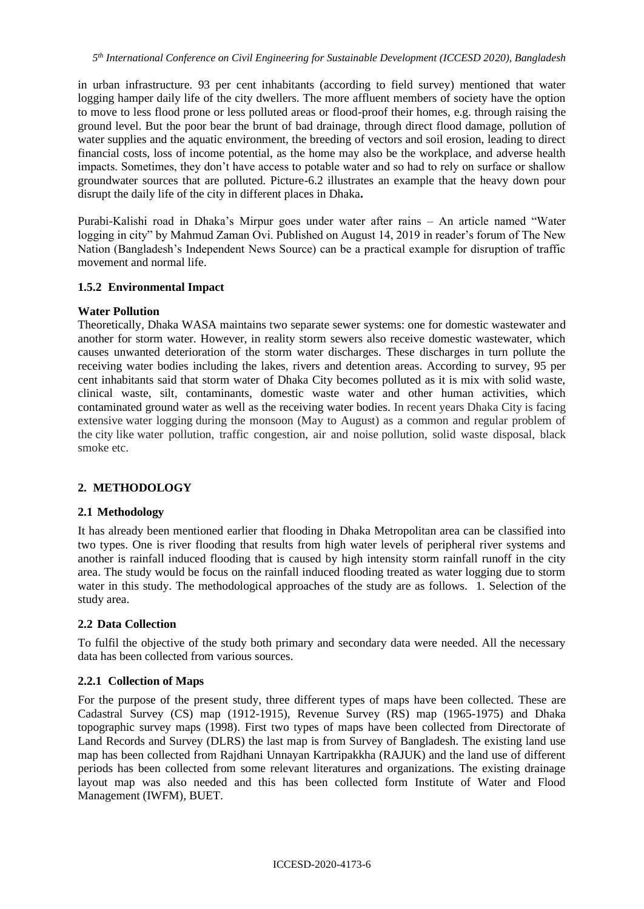in urban infrastructure. 93 per cent inhabitants (according to field survey) mentioned that water logging hamper daily life of the city dwellers. The more affluent members of society have the option to move to less flood prone or less polluted areas or flood-proof their homes, e.g. through raising the ground level. But the poor bear the brunt of bad drainage, through direct flood damage, pollution of water supplies and the aquatic environment, the breeding of vectors and soil erosion, leading to direct financial costs, loss of income potential, as the home may also be the workplace, and adverse health impacts. Sometimes, they don't have access to potable water and so had to rely on surface or shallow groundwater sources that are polluted. Picture-6.2 illustrates an example that the heavy down pour disrupt the daily life of the city in different places in Dhaka**.**

Purabi-Kalishi road in Dhaka's Mirpur goes under water after rains – An article named "Water logging in city" by Mahmud Zaman Ovi. Published on August 14, 2019 in reader's forum of The New Nation (Bangladesh's Independent News Source) can be a practical example for disruption of traffic movement and normal life.

### 1.5.2 Environmental Impact

**Water Pollution**

Theoretically, Dhaka WASA maintains two separate sewer systems: one for domestic wastewater and another for storm water. However, in reality storm sewers also receive domestic wastewater, which causes unwanted deterioration of the storm water discharges. These discharges in turn pollute the receiving water bodies including the lakes, rivers and detention areas. According to survey, 95 per cent inhabitants said that storm water of Dhaka City becomes polluted as it is mix with solid waste, clinical waste, silt, contaminants, domestic waste water and other human activities, which contaminated ground water as well as the receiving water bodies. In recent years Dhaka City is facing extensive water logging during the monsoon (May to August) as a common and regular problem of the city like water pollution, traffic congestion, air and noise pollution, solid waste disposal, black smoke etc.

## 2. METHODOLOGY

### 2.1 Methodology

It has already been mentioned earlier that flooding in Dhaka Metropolitan area can be classified into two types. One is river flooding that results from high water levels of peripheral river systems and another is rainfall induced flooding that is caused by high intensity storm rainfall runoff in the city area. The study would be focus on the rainfall induced flooding treated as water logging due to storm water in this study. The methodological approaches of the study are as follows. 1. Selection of the study area.

### 2.2 Data Collection

To fulfil the objective of the study both primary and secondary data were needed. All the necessary data has been collected from various sources.

### 2.2.1 Collection of Maps

For the purpose of the present study, three different types of maps have been collected. These are Cadastral Survey (CS) map (1912-1915), Revenue Survey (RS) map (1965-1975) and Dhaka topographic survey maps (1998). First two types of maps have been collected from Directorate of Land Records and Survey (DLRS) the last map is from Survey of Bangladesh. The existing land use map has been collected from Rajdhani Unnayan Kartripakkha (RAJUK) and the land use of different periods has been collected from some relevant literatures and organizations. The existing drainage layout map was also needed and this has been collected form Institute of Water and Flood Management (IWFM), BUET.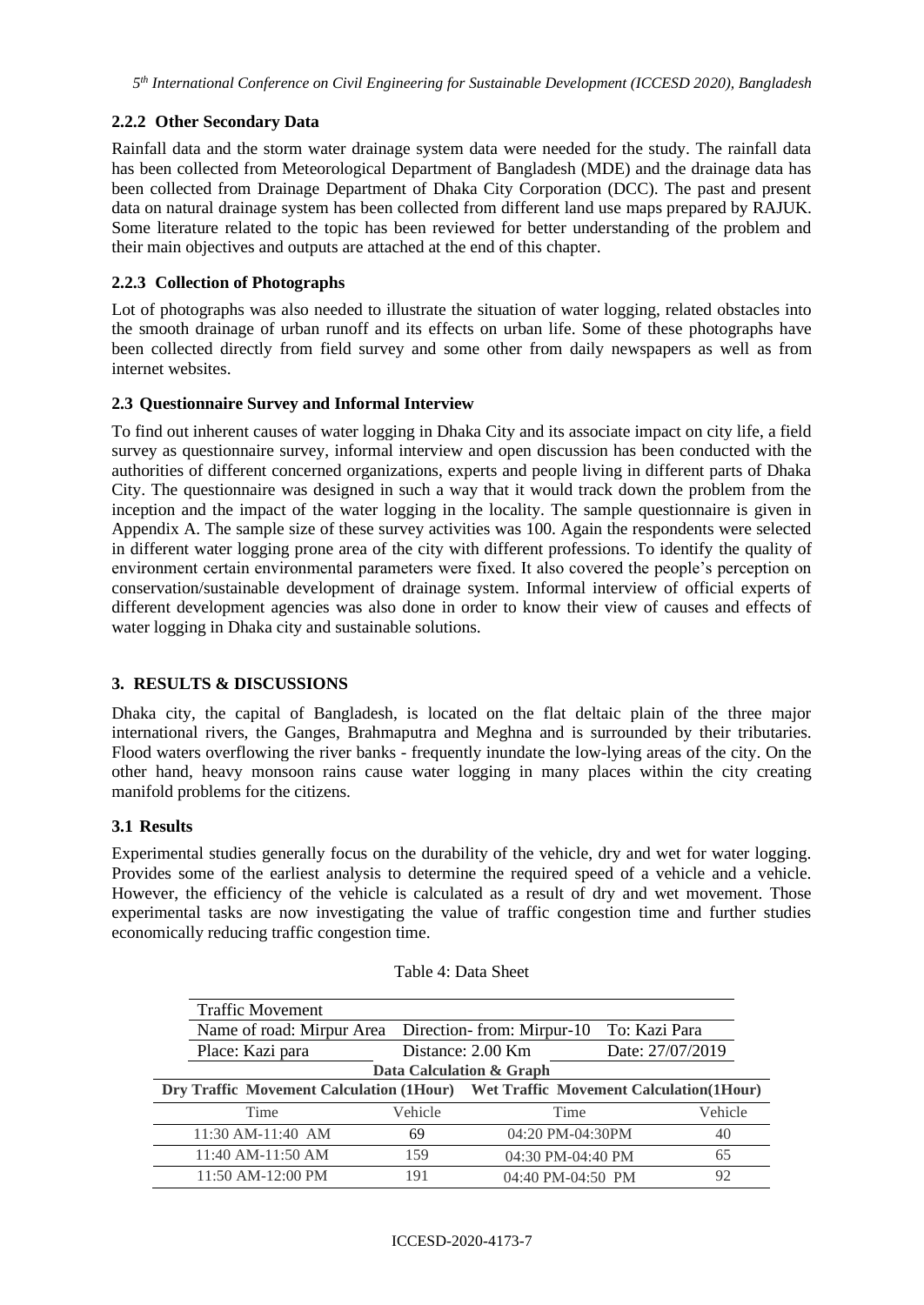### 2.2.2 Other Secondary Data

Rainfall data and the storm water drainage system data were needed for the study. The rainfall data has been collected from Meteorological Department of Bangladesh (MDE) and the drainage data has been collected from Drainage Department of Dhaka City Corporation (DCC). The past and present data on natural drainage system has been collected from different land use maps prepared by RAJUK. Some literature related to the topic has been reviewed for better understanding of the problem and their main objectives and outputs are attached at the end of this chapter.

### 2.2.3 Collection of Photographs

Lot of photographs was also needed to illustrate the situation of water logging, related obstacles into the smooth drainage of urban runoff and its effects on urban life. Some of these photographs have been collected directly from field survey and some other from daily newspapers as well as from internet websites.

### 2.3 Questionnaire Survey and Informal Interview

To find out inherent causes of water logging in Dhaka City and its associate impact on city life, a field survey as questionnaire survey, informal interview and open discussion has been conducted with the authorities of different concerned organizations, experts and people living in different parts of Dhaka City. The questionnaire was designed in such a way that it would track down the problem from the inception and the impact of the water logging in the locality. The sample questionnaire is given in Appendix A. The sample size of these survey activities was 100. Again the respondents were selected in different water logging prone area of the city with different professions. To identify the quality of environment certain environmental parameters were fixed. It also covered the people's perception on conservation/sustainable development of drainage system. Informal interview of official experts of different development agencies was also done in order to know their view of causes and effects of water logging in Dhaka city and sustainable solutions.

## 3. RESULTS & DISCUSSIONS

Dhaka city, the capital of Bangladesh, is located on the flat deltaic plain of the three major international rivers, the Ganges, Brahmaputra and Meghna and is surrounded by their tributaries. Flood waters overflowing the river banks - frequently inundate the low-lying areas of the city. On the other hand, heavy monsoon rains cause water logging in many places within the city creating manifold problems for the citizens.

### 3.1 Results

Experimental studies generally focus on the durability of the vehicle, dry and wet for water logging. Provides some of the earliest analysis to determine the required speed of a vehicle and a vehicle. However, the efficiency of the vehicle is calculated as a result of dry and wet movement. Those experimental tasks are now investigating the value of traffic congestion time and further studies economically reducing traffic congestion time.

Table 4: Data Sheet

| Traffic Movement | | | |
|---|---|---|---|
| Name of road: Mirpur Area | Direction- from: Mirpur-10 | To: Kazi Para | |
| Place: Kazi para | Distance: 2.00 Km | Date: 27/07/2019 | |
| **Data Calculation & Graph** | | | |
| **Dry Traffic Movement Calculation (1Hour)** | | **Wet Traffic Movement Calculation(1Hour)** | |
| Time | Vehicle | Time | Vehicle |
| 11:30 AM-11:40 AM | 69 | 04:20 PM-04:30PM | 40 |
| 11:40 AM-11:50 AM | 159 | 04:30 PM-04:40 PM | 65 |
| 11:50 AM-12:00 PM | 191 | 04:40 PM-04:50 PM | 92 |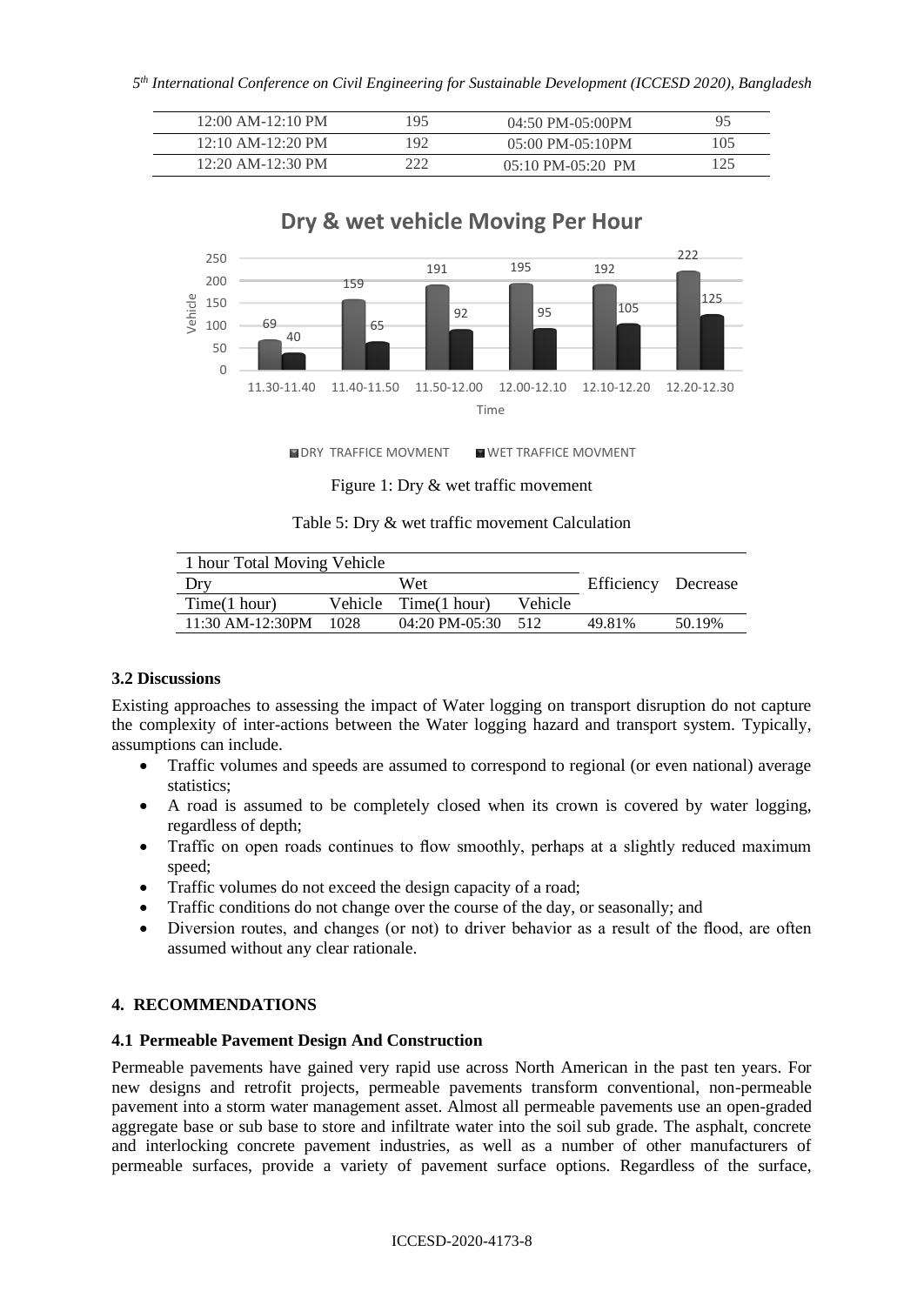| 12:00 AM-12:10 PM | 195 | 04:50 PM-05:00PM | 95 |
|---|---|---|---|
| 12:10 AM-12:20 PM | 192 | 05:00 PM-05:10PM | 105 |
| 12:20 AM-12:30 PM | 222 | 05:10 PM-05:20 PM | 125 |

Figure 1: Dry & wet traffic movement

Table 5: Dry & wet traffic movement Calculation

| 1 hour Total Moving Vehicle | | | | | |
|---|---|---|---|---|---|
| Dry | | Wet | | Efficiency | Decrease |
| Time(1 hour) | Vehicle | Time(1 hour) | Vehicle | | |
| 11:30 AM-12:30PM | 1028 | 04:20 PM-05:30 | 512 | 49.81% | 50.19% |

### 3.2 Discussions

Existing approaches to assessing the impact of Water logging on transport disruption do not capture the complexity of inter-actions between the Water logging hazard and transport system. Typically, assumptions can include.

- Traffic volumes and speeds are assumed to correspond to regional (or even national) average statistics;
- A road is assumed to be completely closed when its crown is covered by water logging, regardless of depth;
- Traffic on open roads continues to flow smoothly, perhaps at a slightly reduced maximum speed;
- Traffic volumes do not exceed the design capacity of a road;
- Traffic conditions do not change over the course of the day, or seasonally; and
- Diversion routes, and changes (or not) to driver behavior as a result of the flood, are often assumed without any clear rationale.

## 4. RECOMMENDATIONS

### 4.1 Permeable Pavement Design And Construction

Permeable pavements have gained very rapid use across North American in the past ten years. For new designs and retrofit projects, permeable pavements transform conventional, non-permeable pavement into a storm water management asset. Almost all permeable pavements use an open-graded aggregate base or sub base to store and infiltrate water into the soil sub grade. The asphalt, concrete and interlocking concrete pavement industries, as well as a number of other manufacturers of permeable surfaces, provide a variety of pavement surface options. Regardless of the surface,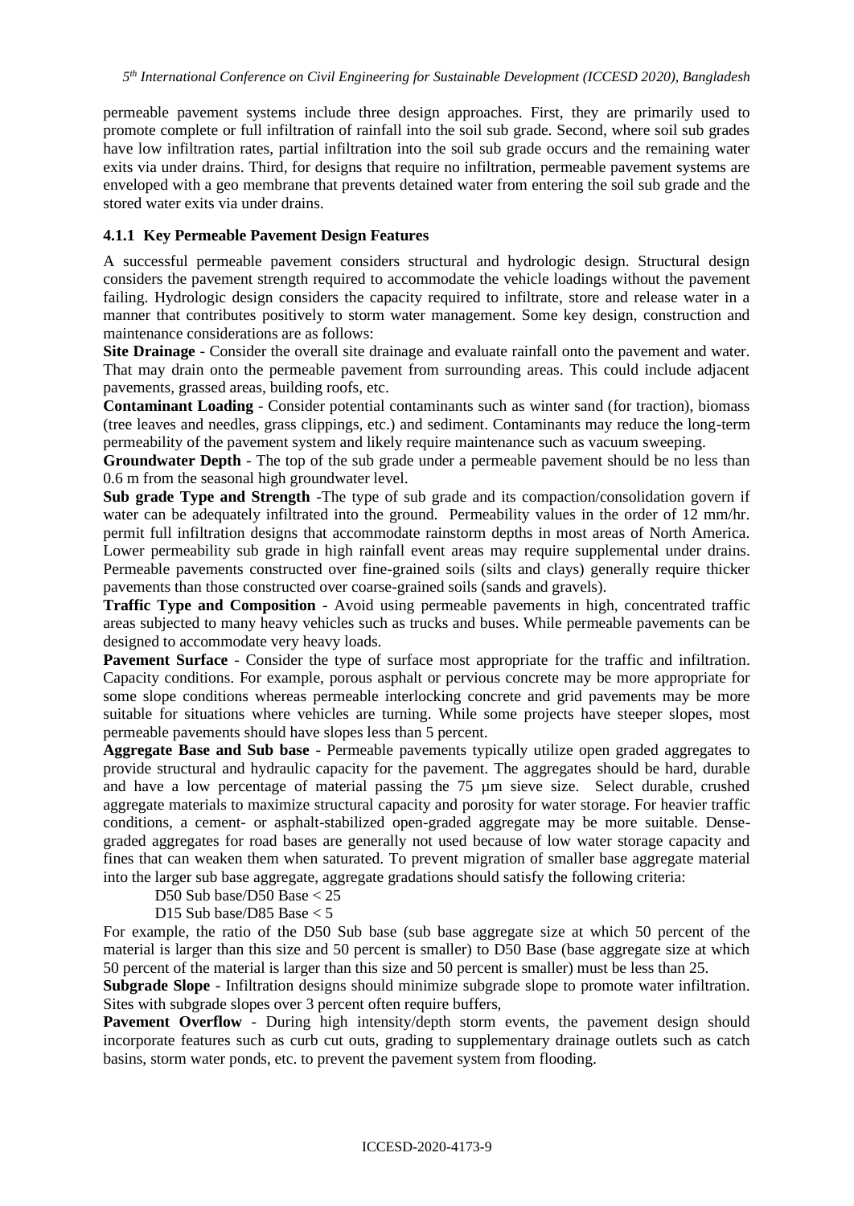permeable pavement systems include three design approaches. First, they are primarily used to promote complete or full infiltration of rainfall into the soil sub grade. Second, where soil sub grades have low infiltration rates, partial infiltration into the soil sub grade occurs and the remaining water exits via under drains. Third, for designs that require no infiltration, permeable pavement systems are enveloped with a geo membrane that prevents detained water from entering the soil sub grade and the stored water exits via under drains.

#### 4.1.1 Key Permeable Pavement Design Features

A successful permeable pavement considers structural and hydrologic design. Structural design considers the pavement strength required to accommodate the vehicle loadings without the pavement failing. Hydrologic design considers the capacity required to infiltrate, store and release water in a manner that contributes positively to storm water management. Some key design, construction and maintenance considerations are as follows:

**Site Drainage** - Consider the overall site drainage and evaluate rainfall onto the pavement and water. That may drain onto the permeable pavement from surrounding areas. This could include adjacent pavements, grassed areas, building roofs, etc.

**Contaminant Loading** - Consider potential contaminants such as winter sand (for traction), biomass (tree leaves and needles, grass clippings, etc.) and sediment. Contaminants may reduce the long-term permeability of the pavement system and likely require maintenance such as vacuum sweeping.

**Groundwater Depth** - The top of the sub grade under a permeable pavement should be no less than 0.6 m from the seasonal high groundwater level.

**Sub grade Type and Strength** -The type of sub grade and its compaction/consolidation govern if water can be adequately infiltrated into the ground. Permeability values in the order of 12 mm/hr. permit full infiltration designs that accommodate rainstorm depths in most areas of North America. Lower permeability sub grade in high rainfall event areas may require supplemental under drains. Permeable pavements constructed over fine-grained soils (silts and clays) generally require thicker pavements than those constructed over coarse-grained soils (sands and gravels).

**Traffic Type and Composition** - Avoid using permeable pavements in high, concentrated traffic areas subjected to many heavy vehicles such as trucks and buses. While permeable pavements can be designed to accommodate very heavy loads.

**Pavement Surface** - Consider the type of surface most appropriate for the traffic and infiltration. Capacity conditions. For example, porous asphalt or pervious concrete may be more appropriate for some slope conditions whereas permeable interlocking concrete and grid pavements may be more suitable for situations where vehicles are turning. While some projects have steeper slopes, most permeable pavements should have slopes less than 5 percent.

**Aggregate Base and Sub base** - Permeable pavements typically utilize open graded aggregates to provide structural and hydraulic capacity for the pavement. The aggregates should be hard, durable and have a low percentage of material passing the 75 µm sieve size. Select durable, crushed aggregate materials to maximize structural capacity and porosity for water storage. For heavier traffic conditions, a cement- or asphalt-stabilized open-graded aggregate may be more suitable. Dense-graded aggregates for road bases are generally not used because of low water storage capacity and fines that can weaken them when saturated. To prevent migration of smaller base aggregate material into the larger sub base aggregate, aggregate gradations should satisfy the following criteria:

D50 Sub base/D50 Base < 25

D15 Sub base/D85 Base < 5

For example, the ratio of the D50 Sub base (sub base aggregate size at which 50 percent of the material is larger than this size and 50 percent is smaller) to D50 Base (base aggregate size at which 50 percent of the material is larger than this size and 50 percent is smaller) must be less than 25.

**Subgrade Slope** - Infiltration designs should minimize subgrade slope to promote water infiltration. Sites with subgrade slopes over 3 percent often require buffers,

**Pavement Overflow** - During high intensity/depth storm events, the pavement design should incorporate features such as curb cut outs, grading to supplementary drainage outlets such as catch basins, storm water ponds, etc. to prevent the pavement system from flooding.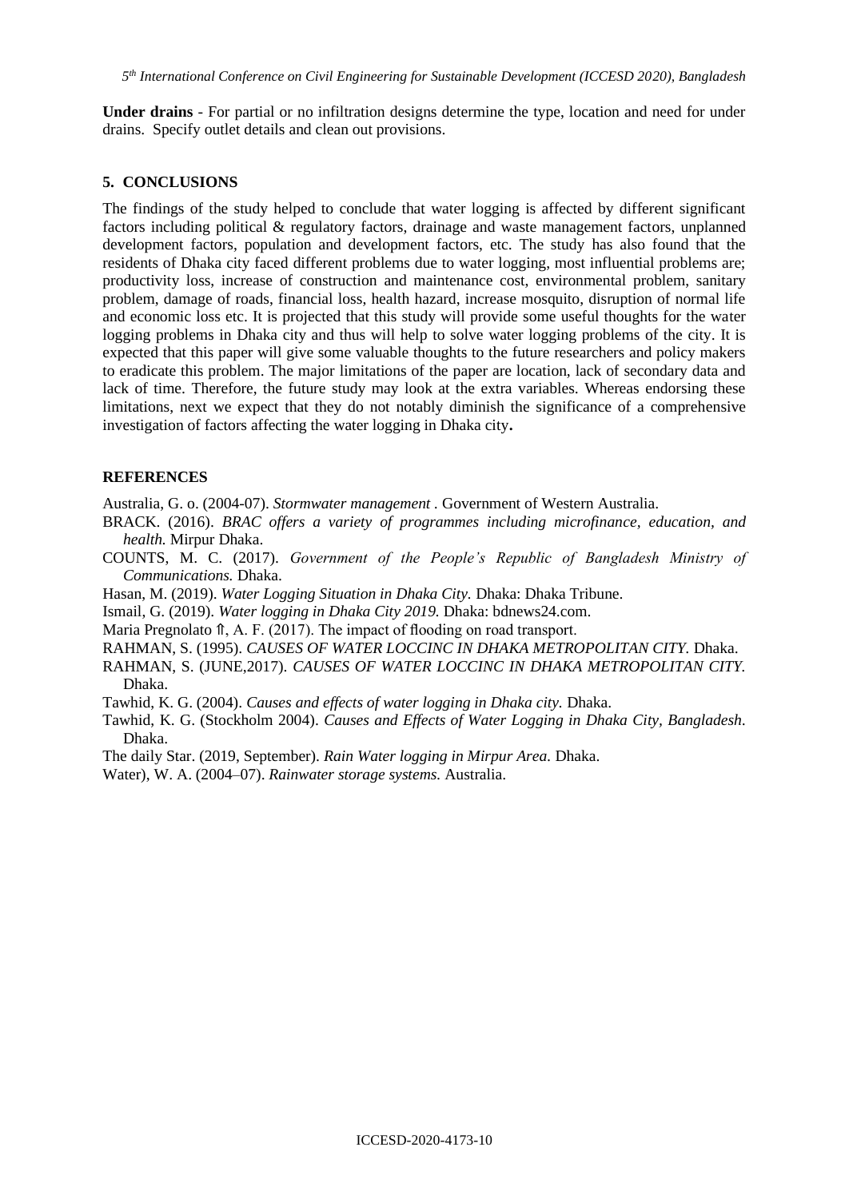**Under drains** - For partial or no infiltration designs determine the type, location and need for under drains. Specify outlet details and clean out provisions.

## 5. CONCLUSIONS

The findings of the study helped to conclude that water logging is affected by different significant factors including political & regulatory factors, drainage and waste management factors, unplanned development factors, population and development factors, etc. The study has also found that the residents of Dhaka city faced different problems due to water logging, most influential problems are; productivity loss, increase of construction and maintenance cost, environmental problem, sanitary problem, damage of roads, financial loss, health hazard, increase mosquito, disruption of normal life and economic loss etc. It is projected that this study will provide some useful thoughts for the water logging problems in Dhaka city and thus will help to solve water logging problems of the city. It is expected that this paper will give some valuable thoughts to the future researchers and policy makers to eradicate this problem. The major limitations of the paper are location, lack of secondary data and lack of time. Therefore, the future study may look at the extra variables. Whereas endorsing these limitations, next we expect that they do not notably diminish the significance of a comprehensive investigation of factors affecting the water logging in Dhaka city**.**

## REFERENCES

Australia, G. o. (2004-07). *Stormwater management* . Government of Western Australia.

BRACK. (2016). *BRAC offers a variety of programmes including microfinance, education, and health.* Mirpur Dhaka.

COUNTS, M. C. (2017). *Government of the People's Republic of Bangladesh Ministry of Communications.* Dhaka.

Hasan, M. (2019). *Water Logging Situation in Dhaka City.* Dhaka: Dhaka Tribune.

Ismail, G. (2019). *Water logging in Dhaka City 2019.* Dhaka: bdnews24.com.

Maria Pregnolato ⇑, A. F. (2017). The impact of flooding on road transport.

RAHMAN, S. (1995). *CAUSES OF WATER LOCCINC IN DHAKA METROPOLITAN CITY.* Dhaka.

RAHMAN, S. (JUNE,2017). *CAUSES OF WATER LOCCINC IN DHAKA METROPOLITAN CITY.* Dhaka.

Tawhid, K. G. (2004). *Causes and effects of water logging in Dhaka city.* Dhaka.

Tawhid, K. G. (Stockholm 2004). *Causes and Effects of Water Logging in Dhaka City, Bangladesh.* Dhaka.

The daily Star. (2019, September). *Rain Water logging in Mirpur Area.* Dhaka.

Water), W. A. (2004–07). *Rainwater storage systems.* Australia.